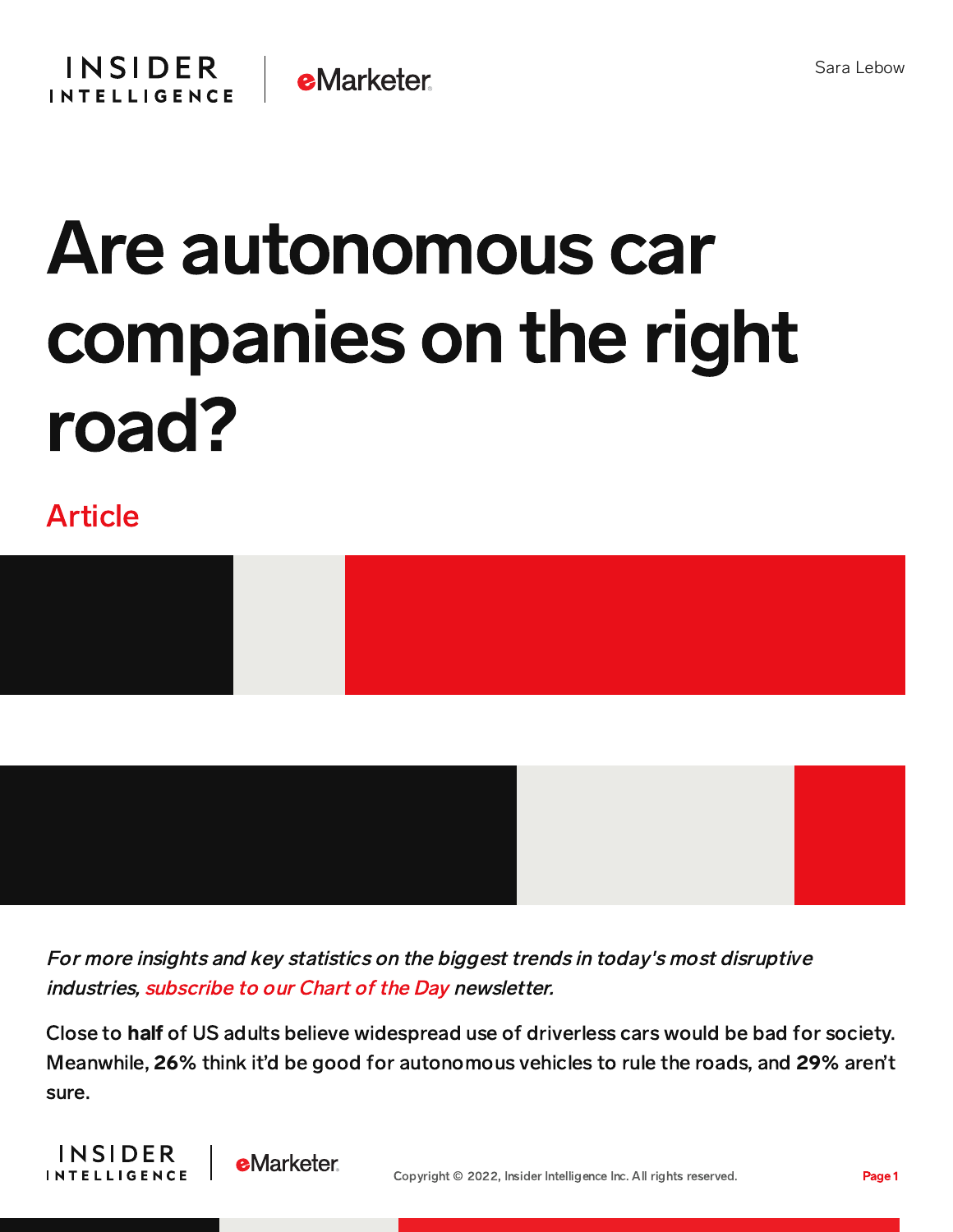Sara Lebow

# Are autonomous car companies on the right road?

## Article

*For more insights and key statistics on the biggest trends in today's most disruptive industries, subscribe to our Chart of the Day newsletter.*

Close to **half** of US adults believe widespread use of driverless cars would be bad for society. Meanwhile, **26%** think it'd be good for autonomous vehicles to rule the roads, and **29%** aren't sure.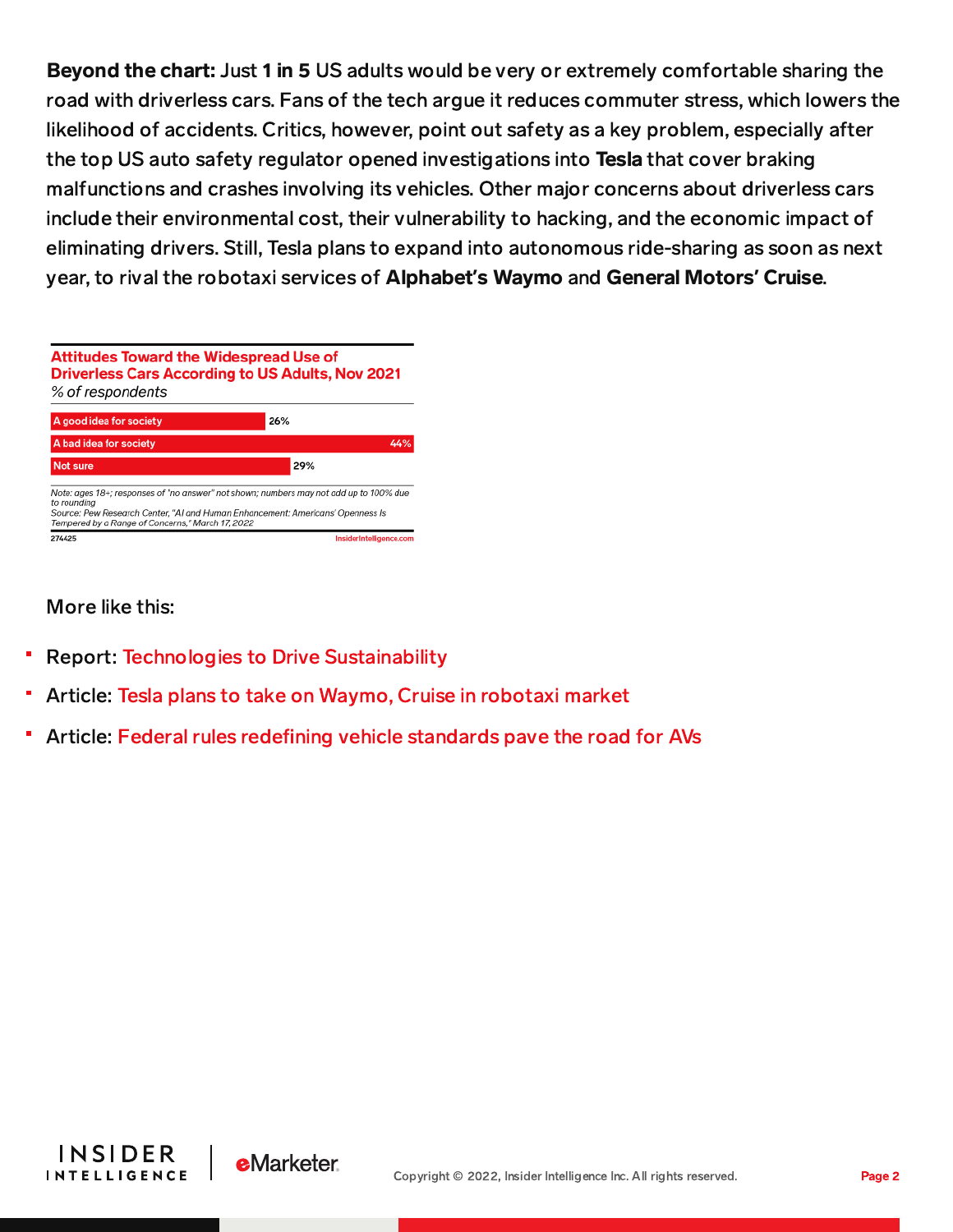**Beyond the chart:** Just **1 in 5** US adults would be very or extremely comfortable sharing the road with driverless cars. Fans of the tech argue it reduces commuter stress, which lowers the likelihood of accidents. Critics, however, point out safety as a key problem, especially after the top US auto safety regulator opened investigations into **Tesla** that cover braking malfunctions and crashes involving its vehicles. Other major concerns about driverless cars include their environmental cost, their vulnerability to hacking, and the economic impact of eliminating drivers. Still, Tesla plans to expand into autonomous ride-sharing as soon as next year, to rival the robotaxi services of **Alphabet's Waymo** and **General Motors' Cruise**.

**Attitudes Toward the Widespread Use of Driverless Cars According to US Adults, Nov 2021**

*% of respondents*

A good idea for society 26%

A bad idea for society 44%

Not sure 29%

*Note: ages 18+; responses of "no answer" not shown; numbers may not add up to 100% due to rounding*

*Source: Pew Research Center, "AI and Human Enhancement: Americans' Openness Is Tempered by a Range of Concerns," March 17, 2022*

274425

InsiderIntelligence.com

More like this:

- Report: Technologies to Drive Sustainability
- Article: Tesla plans to take on Waymo, Cruise in robotaxi market
- Article: Federal rules redefining vehicle standards pave the road for AVs